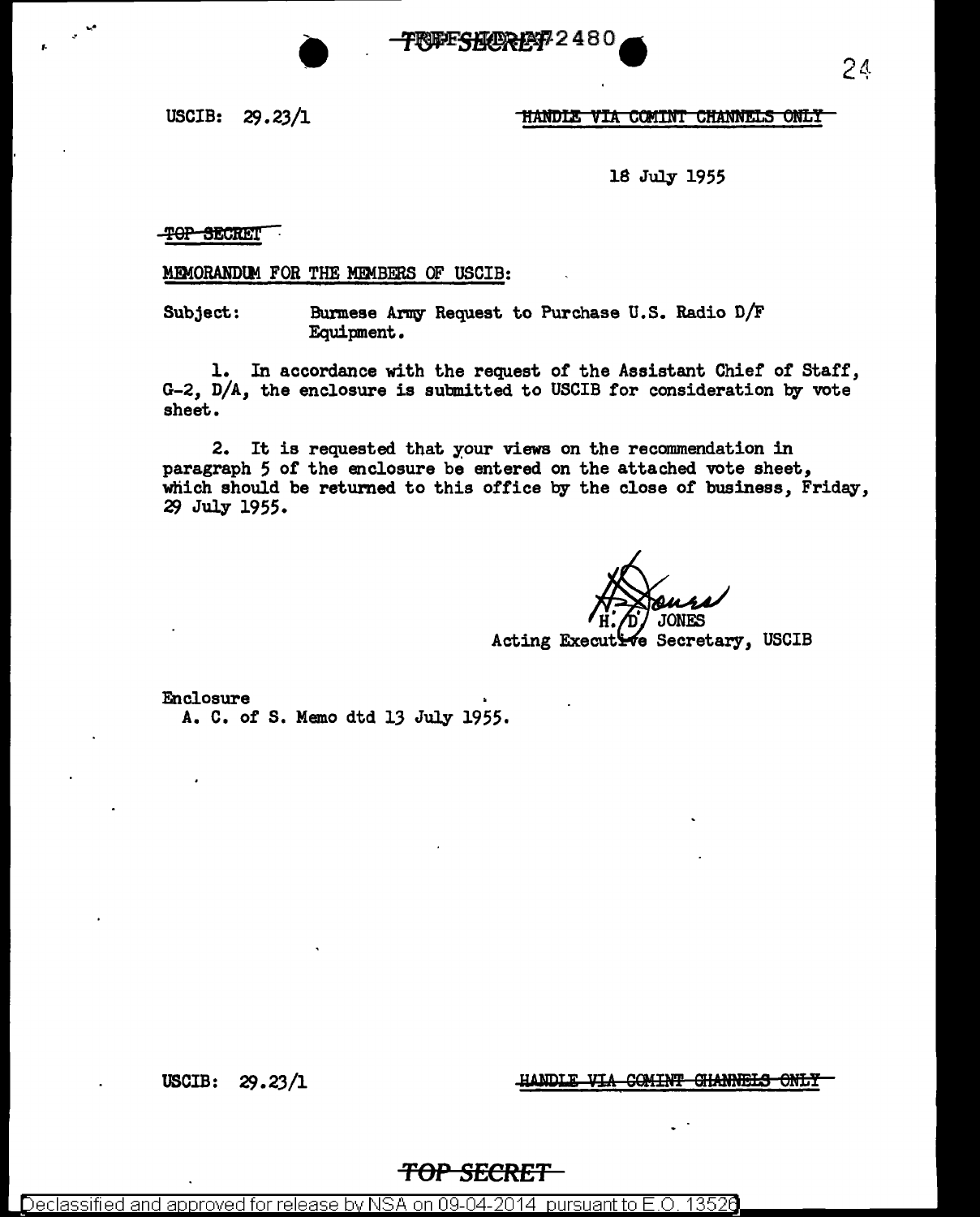TOP SECRET 2480

USCIB: 29.23/1

HANDLE VIA COMINT CHANNELS ONLY

18 July 1955

TOP SECRET

MEMORANDUM FOR THE MEMBERS OF USCIB:

Subject: Burmese Army Request to Purchase U.S. Radio D/F Equipment.

1. In accordance with the request of the Assistant Chief of Staff, G-2, D/A, the enclosure is submitted to USCIB for consideration by vote sheet.

2. It is requested that your views on the recommendation in paragraph 5 of the enclosure be entered on the attached vote sheet, which should be returned to this office by the close of business, Friday, 29 July 1955.

H. D. JONES
Acting Executive Secretary, USCIB

Enclosure
A. C. of S. Memo dtd 13 July 1955.

USCIB: 29.23/1

HANDLE VIA COMINT CHANNELS ONLY

TOP SECRET

Declassified and approved for release by NSA on 09-04-2014 pursuant to E.O. 13526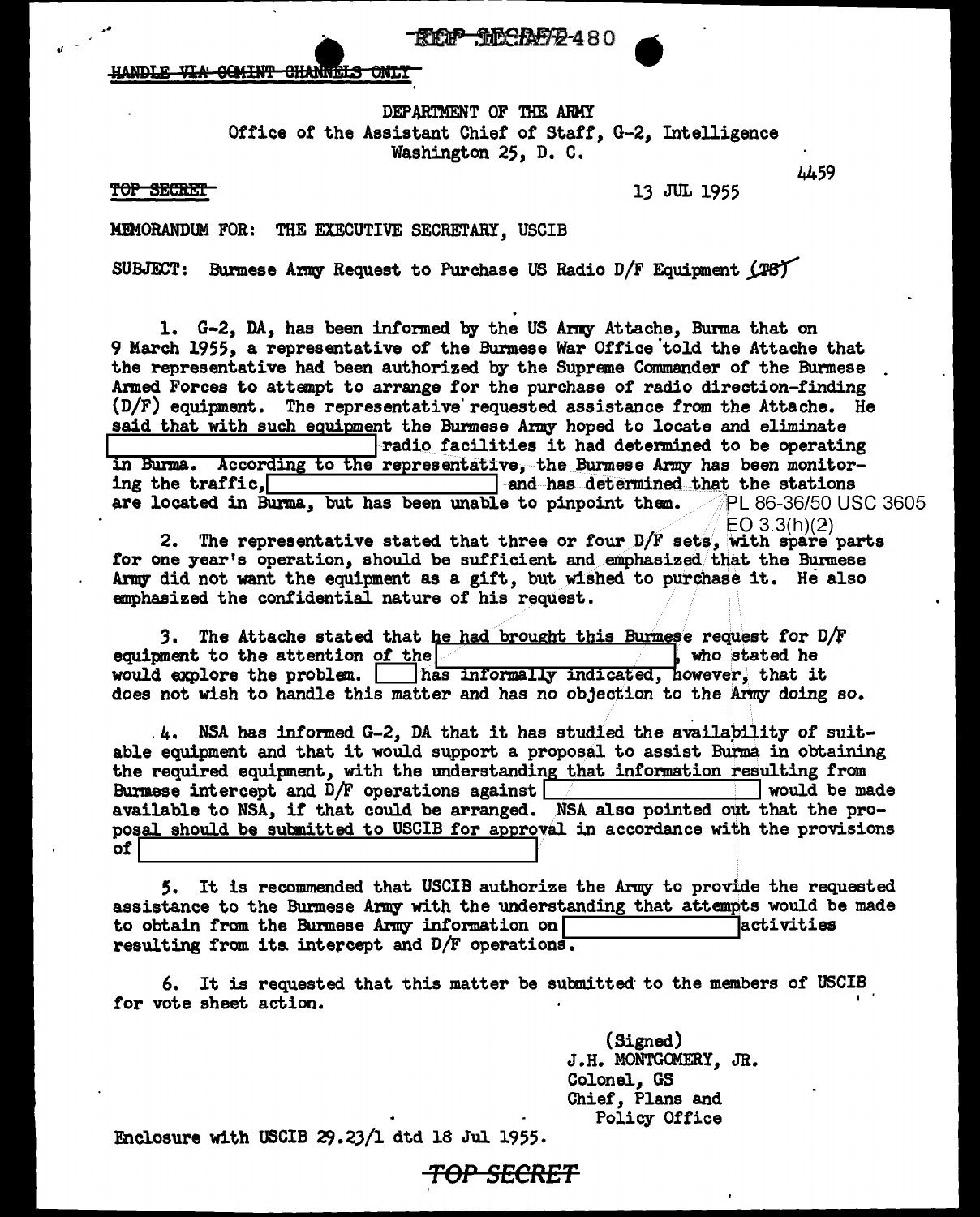HANDLE VIA COMINT CHANNELS ONLY

TOP SECRET

DEPARTMENT OF THE ARMY
Office of the Assistant Chief of Staff, G-2, Intelligence
Washington 25, D. C.

4459

TOP SECRET

13 JUL 1955

MEMORANDUM FOR: THE EXECUTIVE SECRETARY, USCIB

SUBJECT: Burmese Army Request to Purchase US Radio D/F Equipment (TS)

1. G-2, DA, has been informed by the US Army Attache, Burma that on 9 March 1955, a representative of the Burmese War Office told the Attache that the representative had been authorized by the Supreme Commander of the Burmese Armed Forces to attempt to arrange for the purchase of radio direction-finding (D/F) equipment. The representative requested assistance from the Attache. He said that with such equipment the Burmese Army hoped to locate and eliminate [REDACTED] radio facilities it had determined to be operating in Burma. According to the representative, the Burmese Army has been monitoring the traffic, [REDACTED] and has determined that the stations are located in Burma, but has been unable to pinpoint them.

PL 86-36/50 USC 3605
EO 3.3(h)(2)

2. The representative stated that three or four D/F sets, with spare parts for one year's operation, should be sufficient and emphasized that the Burmese Army did not want the equipment as a gift, but wished to purchase it. He also emphasized the confidential nature of his request.

3. The Attache stated that he had brought this Burmese request for D/F equipment to the attention of the [REDACTED], who stated he would explore the problem. [REDACTED] has informally indicated, however, that it does not wish to handle this matter and has no objection to the Army doing so.

4. NSA has informed G-2, DA that it has studied the availability of suitable equipment and that it would support a proposal to assist Burma in obtaining the required equipment, with the understanding that information resulting from Burmese intercept and D/F operations against [REDACTED] would be made available to NSA, if that could be arranged. NSA also pointed out that the proposal should be submitted to USCIB for approval in accordance with the provisions of [REDACTED]

5. It is recommended that USCIB authorize the Army to provide the requested assistance to the Burmese Army with the understanding that attempts would be made to obtain from the Burmese Army information on [REDACTED] activities resulting from its intercept and D/F operations.

6. It is requested that this matter be submitted to the members of USCIB for vote sheet action.

(Signed)
J.H. MONTGOMERY, JR.
Colonel, GS
Chief, Plans and
Policy Office

Enclosure with USCIB 29.23/1 dtd 18 Jul 1955.

TOP SECRET